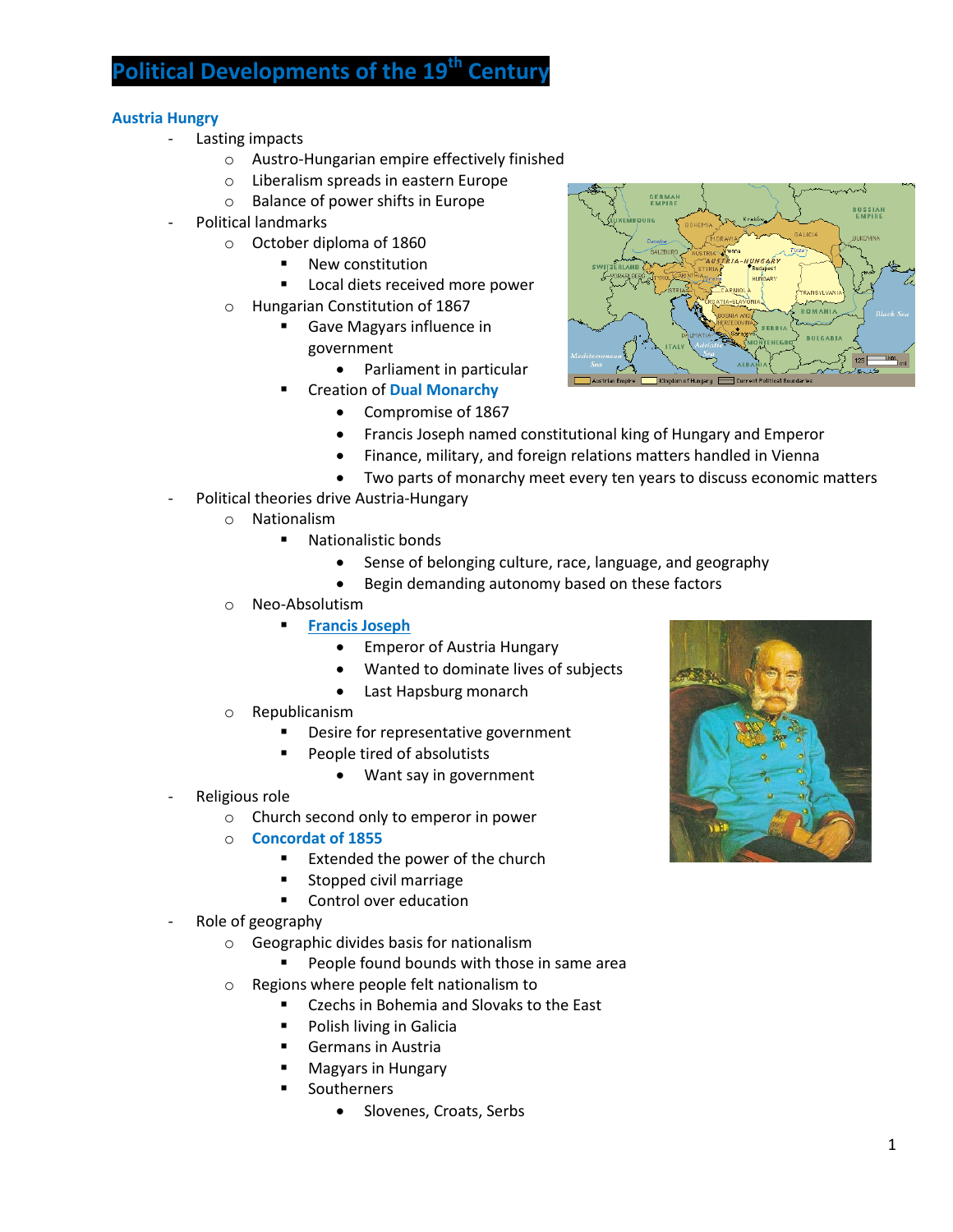# Political Developments of the 19th Century

## Austria Hungary

- Lasting impacts
  - Austro-Hungarian empire effectively finished
  - Liberalism spreads in eastern Europe
  - Balance of power shifts in Europe
- Political landmarks
  - October diploma of 1860
    - New constitution
    - Local diets received more power
  - Hungarian Constitution of 1867
    - Gave Magyars influence in government
      - Parliament in particular
    - Creation of **Dual Monarchy**
      - Compromise of 1867
      - Francis Joseph named constitutional king of Hungary and Emperor
      - Finance, military, and foreign relations matters handled in Vienna
      - Two parts of monarchy meet every ten years to discuss economic matters
- Political theories drive Austria-Hungary
  - Nationalism
    - Nationalistic bonds
      - Sense of belonging culture, race, language, and geography
      - Begin demanding autonomy based on these factors
  - Neo-Absolutism
    - **Francis Joseph**
      - Emperor of Austria Hungary
      - Wanted to dominate lives of subjects
      - Last Hapsburg monarch
  - Republicanism
    - Desire for representative government
    - People tired of absolutists
      - Want say in government
- Religious role
  - Church second only to emperor in power
  - **Concordat of 1855**
    - Extended the power of the church
    - Stopped civil marriage
    - Control over education
- Role of geography
  - Geographic divides basis for nationalism
    - People found bounds with those in same area
  - Regions where people felt nationalism to
    - Czechs in Bohemia and Slovaks to the East
    - Polish living in Galicia
    - Germans in Austria
    - Magyars in Hungary
    - Southerners
      - Slovenes, Croats, Serbs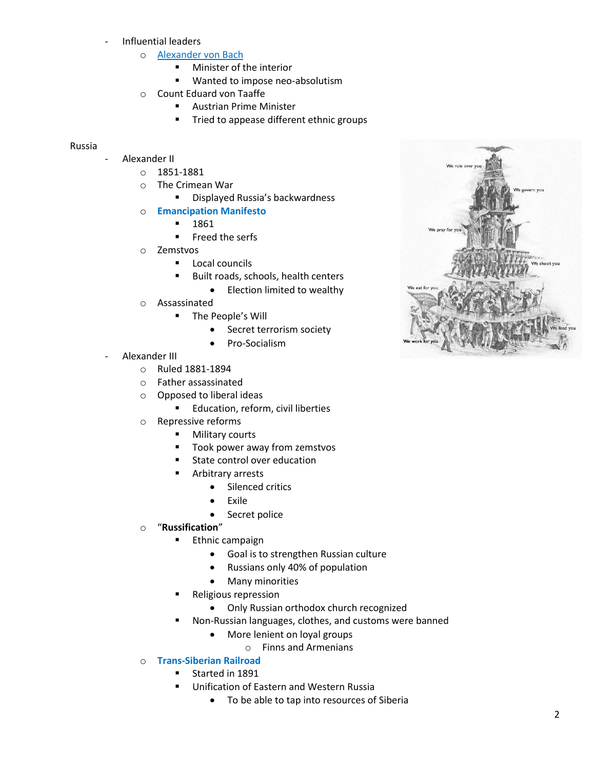- Influential leaders
  - Alexander von Bach
    - Minister of the interior
    - Wanted to impose neo-absolutism
  - Count Eduard von Taaffe
    - Austrian Prime Minister
    - Tried to appease different ethnic groups

Russia

- Alexander II
  - 1851-1881
  - The Crimean War
    - Displayed Russia's backwardness
  - **Emancipation Manifesto**
    - 1861
    - Freed the serfs
  - Zemstvos
    - Local councils
    - Built roads, schools, health centers
      - Election limited to wealthy
  - Assassinated
    - The People's Will
      - Secret terrorism society
      - Pro-Socialism
- Alexander III
  - Ruled 1881-1894
  - Father assassinated
  - Opposed to liberal ideas
    - Education, reform, civil liberties
  - Repressive reforms
    - Military courts
    - Took power away from zemstvos
    - State control over education
    - Arbitrary arrests
      - Silenced critics
      - Exile
      - Secret police
  - "**Russification**"
    - Ethnic campaign
      - Goal is to strengthen Russian culture
      - Russians only 40% of population
      - Many minorities
    - Religious repression
      - Only Russian orthodox church recognized
    - Non-Russian languages, clothes, and customs were banned
      - More lenient on loyal groups
        - Finns and Armenians
  - **Trans-Siberian Railroad**
    - Started in 1891
    - Unification of Eastern and Western Russia
      - To be able to tap into resources of Siberia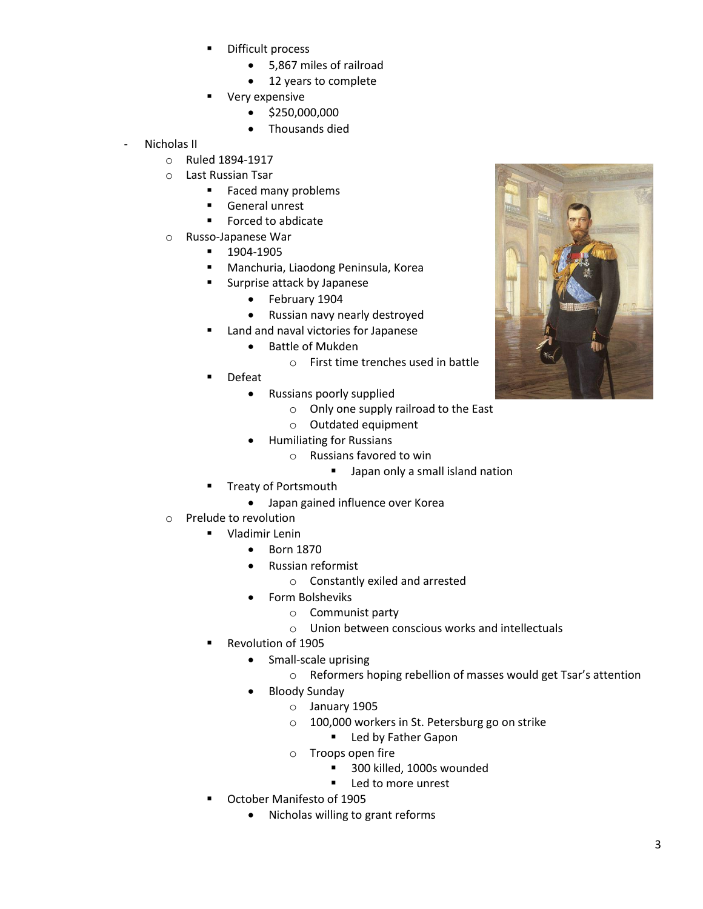- Difficult process
  - 5,867 miles of railroad
  - 12 years to complete
- Very expensive
  - $250,000,000
  - Thousands died

- Nicholas II
  - Ruled 1894-1917
  - Last Russian Tsar
    - Faced many problems
    - General unrest
    - Forced to abdicate
  - Russo-Japanese War
    - 1904-1905
    - Manchuria, Liaodong Peninsula, Korea
    - Surprise attack by Japanese
      - February 1904
      - Russian navy nearly destroyed
    - Land and naval victories for Japanese
      - Battle of Mukden
        - First time trenches used in battle
    - Defeat
      - Russians poorly supplied
        - Only one supply railroad to the East
        - Outdated equipment
      - Humiliating for Russians
        - Russians favored to win
          - Japan only a small island nation
    - Treaty of Portsmouth
      - Japan gained influence over Korea
  - Prelude to revolution
    - Vladimir Lenin
      - Born 1870
      - Russian reformist
        - Constantly exiled and arrested
      - Form Bolsheviks
        - Communist party
        - Union between conscious works and intellectuals
    - Revolution of 1905
      - Small-scale uprising
        - Reformers hoping rebellion of masses would get Tsar's attention
      - Bloody Sunday
        - January 1905
        - 100,000 workers in St. Petersburg go on strike
          - Led by Father Gapon
        - Troops open fire
          - 300 killed, 1000s wounded
          - Led to more unrest
    - October Manifesto of 1905
      - Nicholas willing to grant reforms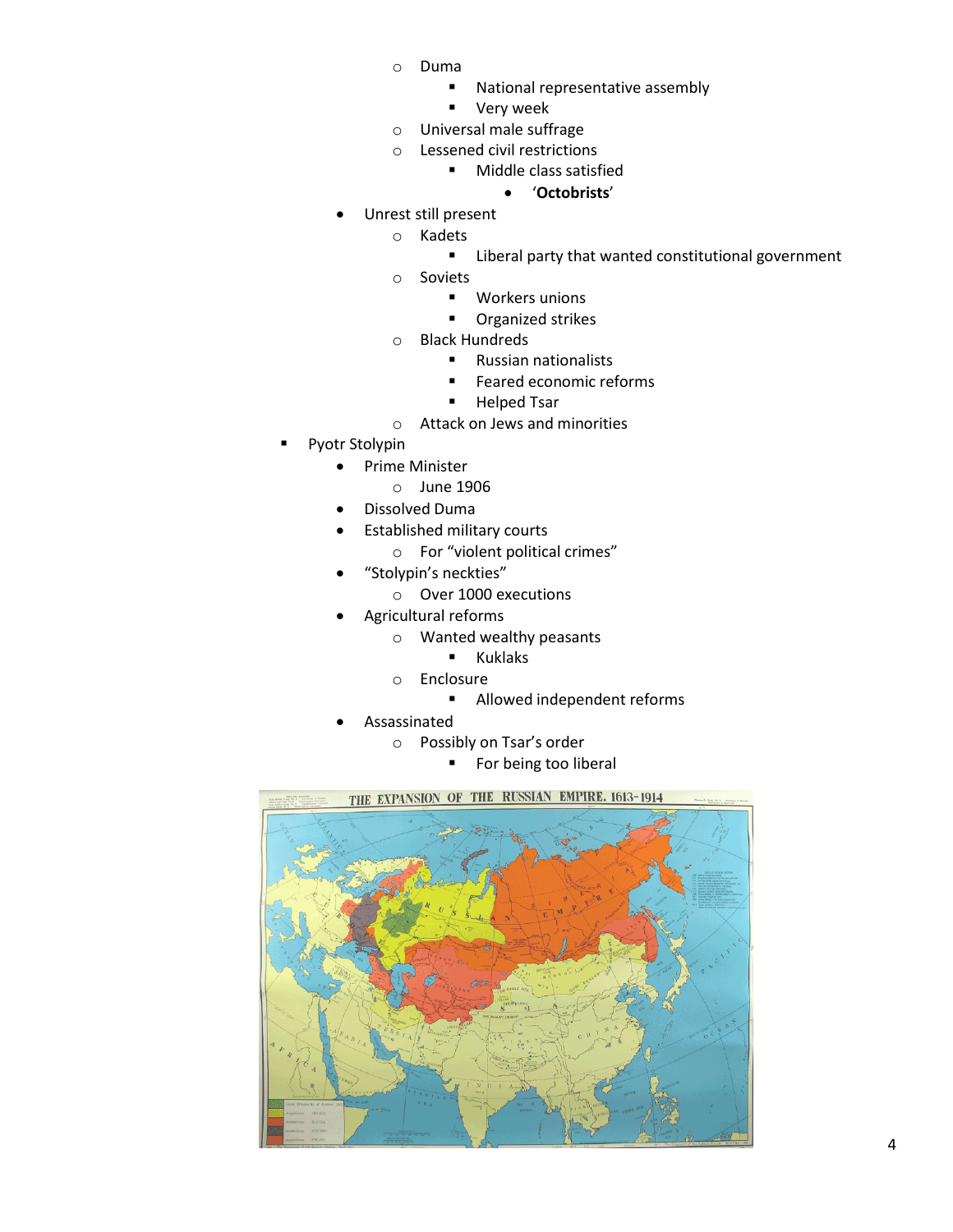- Duma
          - National representative assembly
          - Very week
        - Universal male suffrage
        - Lessened civil restrictions
          - Middle class satisfied
            - ‘**Octobrists**’
      - Unrest still present
        - Kadets
          - Liberal party that wanted constitutional government
        - Soviets
          - Workers unions
          - Organized strikes
        - Black Hundreds
          - Russian nationalists
          - Feared economic reforms
          - Helped Tsar
        - Attack on Jews and minorities
    - Pyotr Stolypin
      - Prime Minister
        - June 1906
      - Dissolved Duma
      - Established military courts
        - For “violent political crimes”
      - “Stolypin’s neckties”
        - Over 1000 executions
      - Agricultural reforms
        - Wanted wealthy peasants
          - Kuklaks
        - Enclosure
          - Allowed independent reforms
      - Assassinated
        - Possibly on Tsar’s order
          - For being too liberal

THE EXPANSION OF THE RUSSIAN EMPIRE, 1613-1914